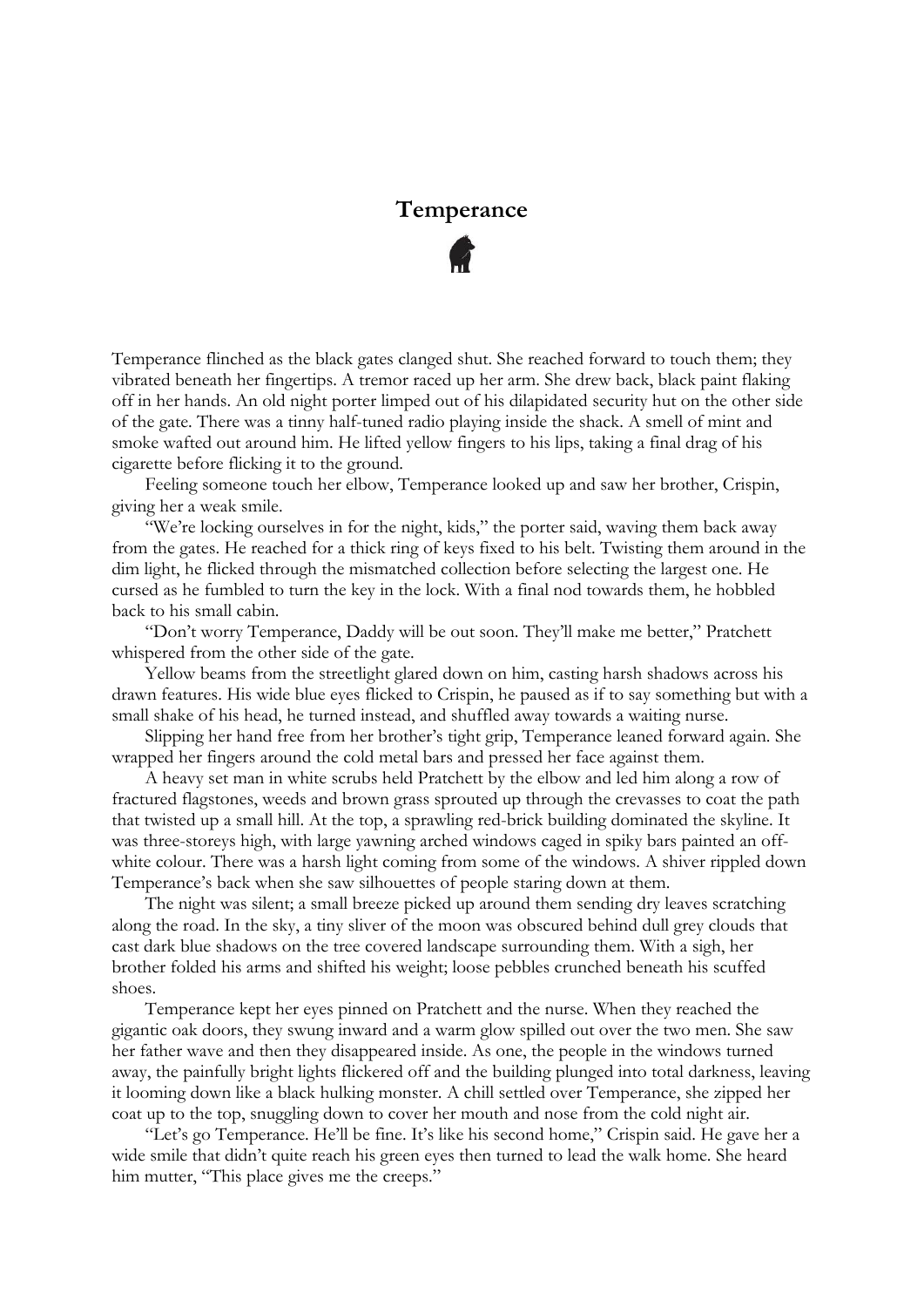# Temperance

Temperance flinched as the black gates clanged shut. She reached forward to touch them; they vibrated beneath her fingertips. A tremor raced up her arm. She drew back, black paint flaking off in her hands. An old night porter limped out of his dilapidated security hut on the other side of the gate. There was a tinny half-tuned radio playing inside the shack. A smell of mint and smoke wafted out around him. He lifted yellow fingers to his lips, taking a final drag of his cigarette before flicking it to the ground.

Feeling someone touch her elbow, Temperance looked up and saw her brother, Crispin, giving her a weak smile.

"We're locking ourselves in for the night, kids," the porter said, waving them back away from the gates. He reached for a thick ring of keys fixed to his belt. Twisting them around in the dim light, he flicked through the mismatched collection before selecting the largest one. He cursed as he fumbled to turn the key in the lock. With a final nod towards them, he hobbled back to his small cabin.

"Don't worry Temperance, Daddy will be out soon. They'll make me better," Pratchett whispered from the other side of the gate.

Yellow beams from the streetlight glared down on him, casting harsh shadows across his drawn features. His wide blue eyes flicked to Crispin, he paused as if to say something but with a small shake of his head, he turned instead, and shuffled away towards a waiting nurse.

Slipping her hand free from her brother's tight grip, Temperance leaned forward again. She wrapped her fingers around the cold metal bars and pressed her face against them.

A heavy set man in white scrubs held Pratchett by the elbow and led him along a row of fractured flagstones, weeds and brown grass sprouted up through the crevasses to coat the path that twisted up a small hill. At the top, a sprawling red-brick building dominated the skyline. It was three-storeys high, with large yawning arched windows caged in spiky bars painted an off-white colour. There was a harsh light coming from some of the windows. A shiver rippled down Temperance's back when she saw silhouettes of people staring down at them.

The night was silent; a small breeze picked up around them sending dry leaves scratching along the road. In the sky, a tiny sliver of the moon was obscured behind dull grey clouds that cast dark blue shadows on the tree covered landscape surrounding them. With a sigh, her brother folded his arms and shifted his weight; loose pebbles crunched beneath his scuffed shoes.

Temperance kept her eyes pinned on Pratchett and the nurse. When they reached the gigantic oak doors, they swung inward and a warm glow spilled out over the two men. She saw her father wave and then they disappeared inside. As one, the people in the windows turned away, the painfully bright lights flickered off and the building plunged into total darkness, leaving it looming down like a black hulking monster. A chill settled over Temperance, she zipped her coat up to the top, snuggling down to cover her mouth and nose from the cold night air.

"Let's go Temperance. He'll be fine. It's like his second home," Crispin said. He gave her a wide smile that didn't quite reach his green eyes then turned to lead the walk home. She heard him mutter, "This place gives me the creeps."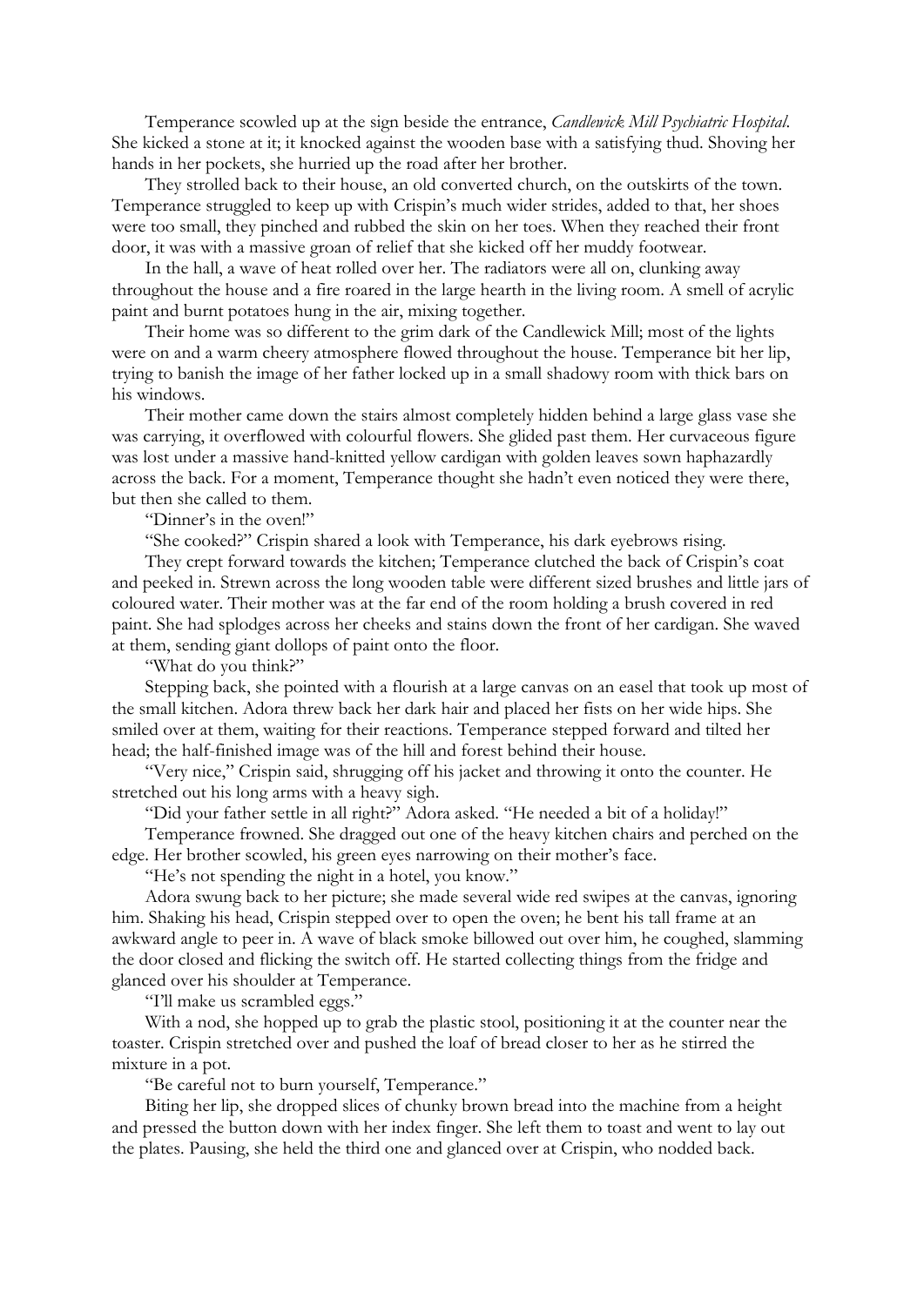Temperance scowled up at the sign beside the entrance, *Candlewick Mill Psychiatric Hospital*. She kicked a stone at it; it knocked against the wooden base with a satisfying thud. Shoving her hands in her pockets, she hurried up the road after her brother.

They strolled back to their house, an old converted church, on the outskirts of the town. Temperance struggled to keep up with Crispin's much wider strides, added to that, her shoes were too small, they pinched and rubbed the skin on her toes. When they reached their front door, it was with a massive groan of relief that she kicked off her muddy footwear.

In the hall, a wave of heat rolled over her. The radiators were all on, clunking away throughout the house and a fire roared in the large hearth in the living room. A smell of acrylic paint and burnt potatoes hung in the air, mixing together.

Their home was so different to the grim dark of the Candlewick Mill; most of the lights were on and a warm cheery atmosphere flowed throughout the house. Temperance bit her lip, trying to banish the image of her father locked up in a small shadowy room with thick bars on his windows.

Their mother came down the stairs almost completely hidden behind a large glass vase she was carrying, it overflowed with colourful flowers. She glided past them. Her curvaceous figure was lost under a massive hand-knitted yellow cardigan with golden leaves sown haphazardly across the back. For a moment, Temperance thought she hadn't even noticed they were there, but then she called to them.

"Dinner's in the oven!"

"She cooked?" Crispin shared a look with Temperance, his dark eyebrows rising.

They crept forward towards the kitchen; Temperance clutched the back of Crispin's coat and peeked in. Strewn across the long wooden table were different sized brushes and little jars of coloured water. Their mother was at the far end of the room holding a brush covered in red paint. She had splodges across her cheeks and stains down the front of her cardigan. She waved at them, sending giant dollops of paint onto the floor.

"What do you think?"

Stepping back, she pointed with a flourish at a large canvas on an easel that took up most of the small kitchen. Adora threw back her dark hair and placed her fists on her wide hips. She smiled over at them, waiting for their reactions. Temperance stepped forward and tilted her head; the half-finished image was of the hill and forest behind their house.

"Very nice," Crispin said, shrugging off his jacket and throwing it onto the counter. He stretched out his long arms with a heavy sigh.

"Did your father settle in all right?" Adora asked. "He needed a bit of a holiday!"

Temperance frowned. She dragged out one of the heavy kitchen chairs and perched on the edge. Her brother scowled, his green eyes narrowing on their mother's face.

"He's not spending the night in a hotel, you know."

Adora swung back to her picture; she made several wide red swipes at the canvas, ignoring him. Shaking his head, Crispin stepped over to open the oven; he bent his tall frame at an awkward angle to peer in. A wave of black smoke billowed out over him, he coughed, slamming the door closed and flicking the switch off. He started collecting things from the fridge and glanced over his shoulder at Temperance.

"I'll make us scrambled eggs."

With a nod, she hopped up to grab the plastic stool, positioning it at the counter near the toaster. Crispin stretched over and pushed the loaf of bread closer to her as he stirred the mixture in a pot.

"Be careful not to burn yourself, Temperance."

Biting her lip, she dropped slices of chunky brown bread into the machine from a height and pressed the button down with her index finger. She left them to toast and went to lay out the plates. Pausing, she held the third one and glanced over at Crispin, who nodded back.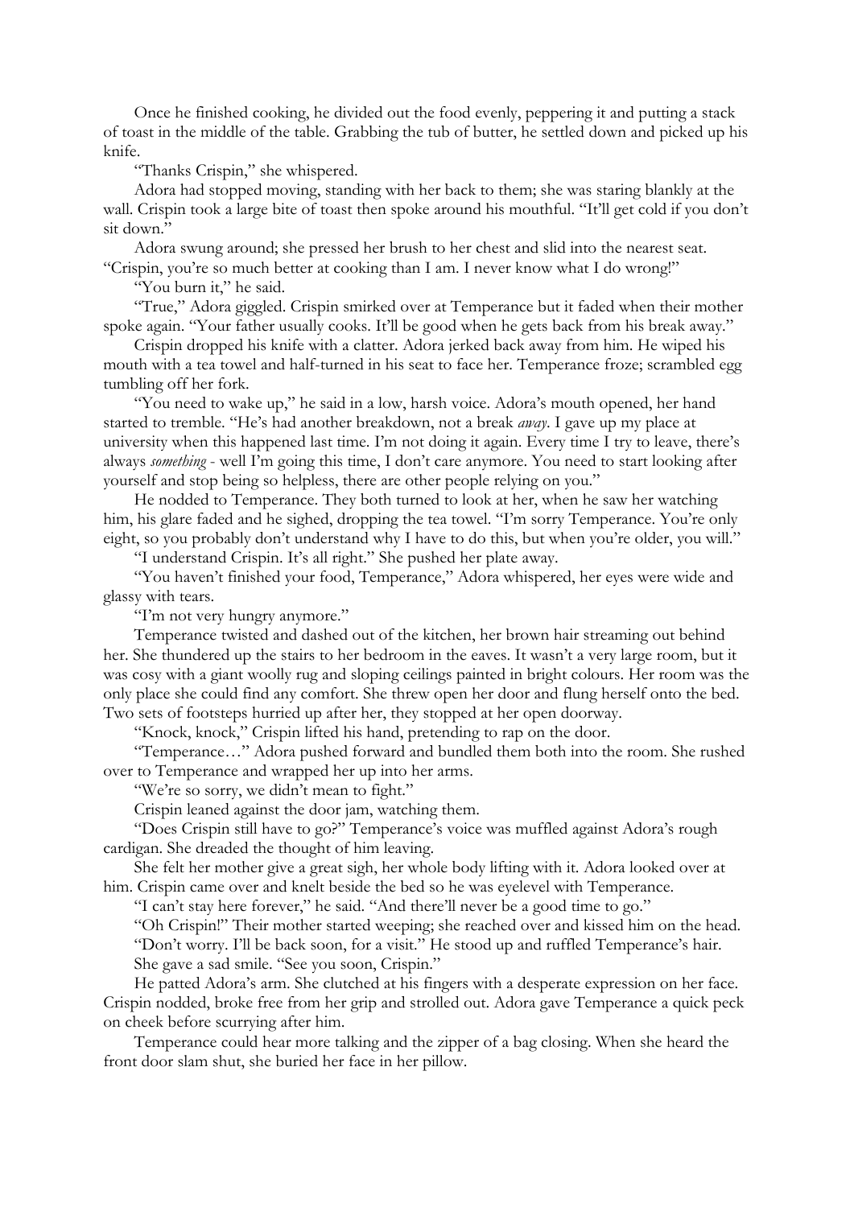Once he finished cooking, he divided out the food evenly, peppering it and putting a stack of toast in the middle of the table. Grabbing the tub of butter, he settled down and picked up his knife.

"Thanks Crispin," she whispered.

Adora had stopped moving, standing with her back to them; she was staring blankly at the wall. Crispin took a large bite of toast then spoke around his mouthful. "It'll get cold if you don't sit down."

Adora swung around; she pressed her brush to her chest and slid into the nearest seat. "Crispin, you're so much better at cooking than I am. I never know what I do wrong!"

"You burn it," he said.

"True," Adora giggled. Crispin smirked over at Temperance but it faded when their mother spoke again. "Your father usually cooks. It'll be good when he gets back from his break away."

Crispin dropped his knife with a clatter. Adora jerked back away from him. He wiped his mouth with a tea towel and half-turned in his seat to face her. Temperance froze; scrambled egg tumbling off her fork.

"You need to wake up," he said in a low, harsh voice. Adora's mouth opened, her hand started to tremble. "He's had another breakdown, not a break *away*. I gave up my place at university when this happened last time. I'm not doing it again. Every time I try to leave, there's always *something* - well I'm going this time, I don't care anymore. You need to start looking after yourself and stop being so helpless, there are other people relying on you."

He nodded to Temperance. They both turned to look at her, when he saw her watching him, his glare faded and he sighed, dropping the tea towel. "I'm sorry Temperance. You're only eight, so you probably don't understand why I have to do this, but when you're older, you will."

"I understand Crispin. It's all right." She pushed her plate away.

"You haven't finished your food, Temperance," Adora whispered, her eyes were wide and glassy with tears.

"I'm not very hungry anymore."

Temperance twisted and dashed out of the kitchen, her brown hair streaming out behind her. She thundered up the stairs to her bedroom in the eaves. It wasn't a very large room, but it was cosy with a giant woolly rug and sloping ceilings painted in bright colours. Her room was the only place she could find any comfort. She threw open her door and flung herself onto the bed. Two sets of footsteps hurried up after her, they stopped at her open doorway.

"Knock, knock," Crispin lifted his hand, pretending to rap on the door.

"Temperance…" Adora pushed forward and bundled them both into the room. She rushed over to Temperance and wrapped her up into her arms.

"We're so sorry, we didn't mean to fight."

Crispin leaned against the door jam, watching them.

"Does Crispin still have to go?" Temperance's voice was muffled against Adora's rough cardigan. She dreaded the thought of him leaving.

She felt her mother give a great sigh, her whole body lifting with it. Adora looked over at him. Crispin came over and knelt beside the bed so he was eyelevel with Temperance.

"I can't stay here forever," he said. "And there'll never be a good time to go."

"Oh Crispin!" Their mother started weeping; she reached over and kissed him on the head.

"Don't worry. I'll be back soon, for a visit." He stood up and ruffled Temperance's hair.

She gave a sad smile. "See you soon, Crispin."

He patted Adora's arm. She clutched at his fingers with a desperate expression on her face. Crispin nodded, broke free from her grip and strolled out. Adora gave Temperance a quick peck on cheek before scurrying after him.

Temperance could hear more talking and the zipper of a bag closing. When she heard the front door slam shut, she buried her face in her pillow.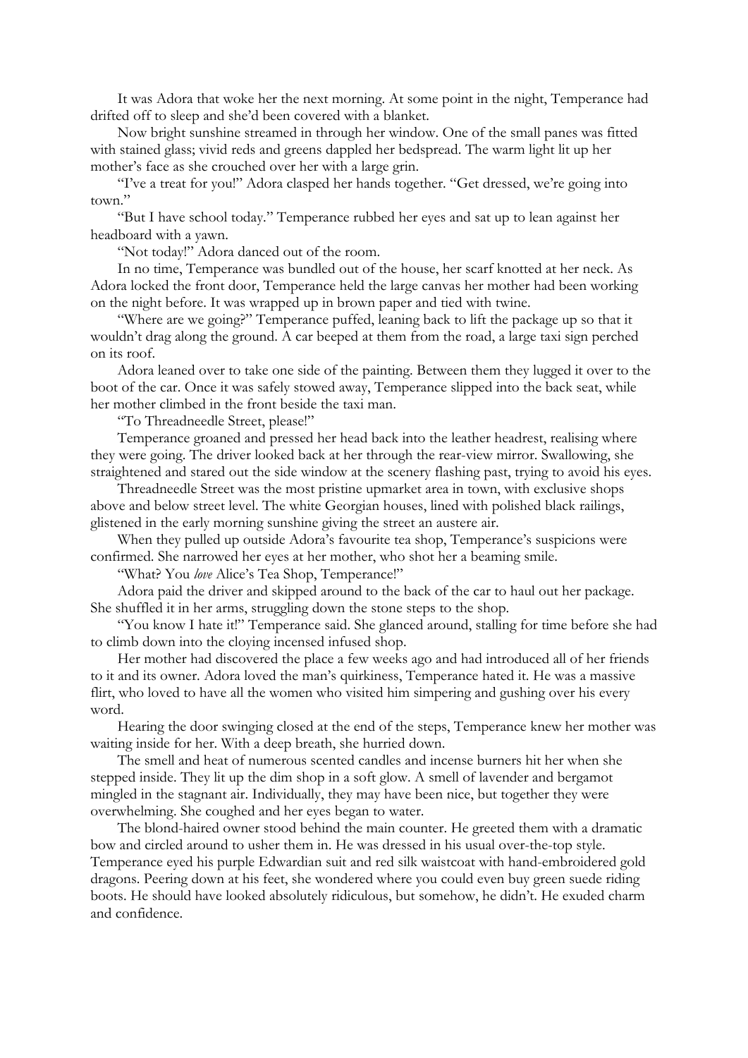It was Adora that woke her the next morning. At some point in the night, Temperance had drifted off to sleep and she'd been covered with a blanket.

Now bright sunshine streamed in through her window. One of the small panes was fitted with stained glass; vivid reds and greens dappled her bedspread. The warm light lit up her mother's face as she crouched over her with a large grin.

"I've a treat for you!" Adora clasped her hands together. "Get dressed, we're going into town."

"But I have school today." Temperance rubbed her eyes and sat up to lean against her headboard with a yawn.

"Not today!" Adora danced out of the room.

In no time, Temperance was bundled out of the house, her scarf knotted at her neck. As Adora locked the front door, Temperance held the large canvas her mother had been working on the night before. It was wrapped up in brown paper and tied with twine.

"Where are we going?" Temperance puffed, leaning back to lift the package up so that it wouldn't drag along the ground. A car beeped at them from the road, a large taxi sign perched on its roof.

Adora leaned over to take one side of the painting. Between them they lugged it over to the boot of the car. Once it was safely stowed away, Temperance slipped into the back seat, while her mother climbed in the front beside the taxi man.

"To Threadneedle Street, please!"

Temperance groaned and pressed her head back into the leather headrest, realising where they were going. The driver looked back at her through the rear-view mirror. Swallowing, she straightened and stared out the side window at the scenery flashing past, trying to avoid his eyes.

Threadneedle Street was the most pristine upmarket area in town, with exclusive shops above and below street level. The white Georgian houses, lined with polished black railings, glistened in the early morning sunshine giving the street an austere air.

When they pulled up outside Adora's favourite tea shop, Temperance's suspicions were confirmed. She narrowed her eyes at her mother, who shot her a beaming smile.

"What? You *love* Alice's Tea Shop, Temperance!"

Adora paid the driver and skipped around to the back of the car to haul out her package. She shuffled it in her arms, struggling down the stone steps to the shop.

"You know I hate it!" Temperance said. She glanced around, stalling for time before she had to climb down into the cloying incensed infused shop.

Her mother had discovered the place a few weeks ago and had introduced all of her friends to it and its owner. Adora loved the man's quirkiness, Temperance hated it. He was a massive flirt, who loved to have all the women who visited him simpering and gushing over his every word.

Hearing the door swinging closed at the end of the steps, Temperance knew her mother was waiting inside for her. With a deep breath, she hurried down.

The smell and heat of numerous scented candles and incense burners hit her when she stepped inside. They lit up the dim shop in a soft glow. A smell of lavender and bergamot mingled in the stagnant air. Individually, they may have been nice, but together they were overwhelming. She coughed and her eyes began to water.

The blond-haired owner stood behind the main counter. He greeted them with a dramatic bow and circled around to usher them in. He was dressed in his usual over-the-top style. Temperance eyed his purple Edwardian suit and red silk waistcoat with hand-embroidered gold dragons. Peering down at his feet, she wondered where you could even buy green suede riding boots. He should have looked absolutely ridiculous, but somehow, he didn't. He exuded charm and confidence.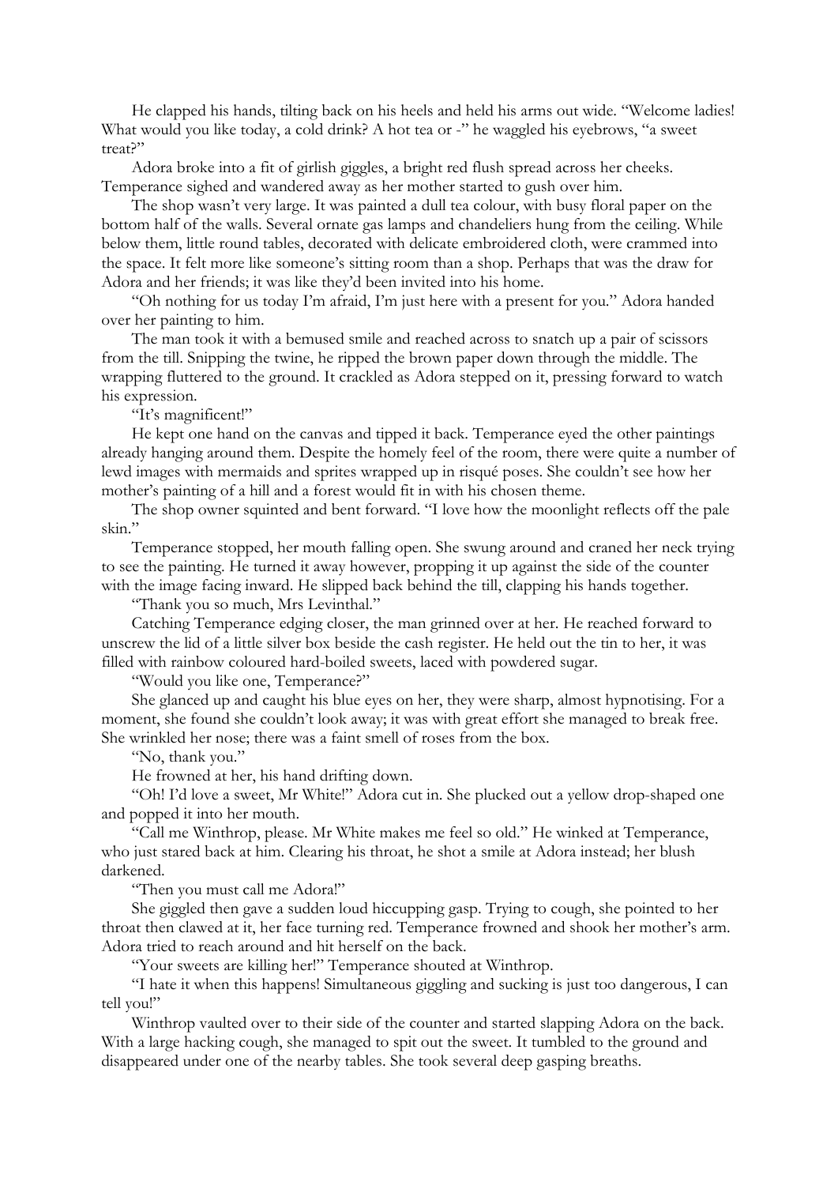He clapped his hands, tilting back on his heels and held his arms out wide. "Welcome ladies! What would you like today, a cold drink? A hot tea or -" he waggled his eyebrows, "a sweet treat?"

Adora broke into a fit of girlish giggles, a bright red flush spread across her cheeks. Temperance sighed and wandered away as her mother started to gush over him.

The shop wasn't very large. It was painted a dull tea colour, with busy floral paper on the bottom half of the walls. Several ornate gas lamps and chandeliers hung from the ceiling. While below them, little round tables, decorated with delicate embroidered cloth, were crammed into the space. It felt more like someone's sitting room than a shop. Perhaps that was the draw for Adora and her friends; it was like they'd been invited into his home.

"Oh nothing for us today I'm afraid, I'm just here with a present for you." Adora handed over her painting to him.

The man took it with a bemused smile and reached across to snatch up a pair of scissors from the till. Snipping the twine, he ripped the brown paper down through the middle. The wrapping fluttered to the ground. It crackled as Adora stepped on it, pressing forward to watch his expression.

"It's magnificent!"

He kept one hand on the canvas and tipped it back. Temperance eyed the other paintings already hanging around them. Despite the homely feel of the room, there were quite a number of lewd images with mermaids and sprites wrapped up in risqué poses. She couldn't see how her mother's painting of a hill and a forest would fit in with his chosen theme.

The shop owner squinted and bent forward. "I love how the moonlight reflects off the pale skin."

Temperance stopped, her mouth falling open. She swung around and craned her neck trying to see the painting. He turned it away however, propping it up against the side of the counter with the image facing inward. He slipped back behind the till, clapping his hands together.

"Thank you so much, Mrs Levinthal."

Catching Temperance edging closer, the man grinned over at her. He reached forward to unscrew the lid of a little silver box beside the cash register. He held out the tin to her, it was filled with rainbow coloured hard-boiled sweets, laced with powdered sugar.

"Would you like one, Temperance?"

She glanced up and caught his blue eyes on her, they were sharp, almost hypnotising. For a moment, she found she couldn't look away; it was with great effort she managed to break free. She wrinkled her nose; there was a faint smell of roses from the box.

"No, thank you."

He frowned at her, his hand drifting down.

"Oh! I'd love a sweet, Mr White!" Adora cut in. She plucked out a yellow drop-shaped one and popped it into her mouth.

"Call me Winthrop, please. Mr White makes me feel so old." He winked at Temperance, who just stared back at him. Clearing his throat, he shot a smile at Adora instead; her blush darkened.

"Then you must call me Adora!"

She giggled then gave a sudden loud hiccupping gasp. Trying to cough, she pointed to her throat then clawed at it, her face turning red. Temperance frowned and shook her mother's arm. Adora tried to reach around and hit herself on the back.

"Your sweets are killing her!" Temperance shouted at Winthrop.

"I hate it when this happens! Simultaneous giggling and sucking is just too dangerous, I can tell you!"

Winthrop vaulted over to their side of the counter and started slapping Adora on the back. With a large hacking cough, she managed to spit out the sweet. It tumbled to the ground and disappeared under one of the nearby tables. She took several deep gasping breaths.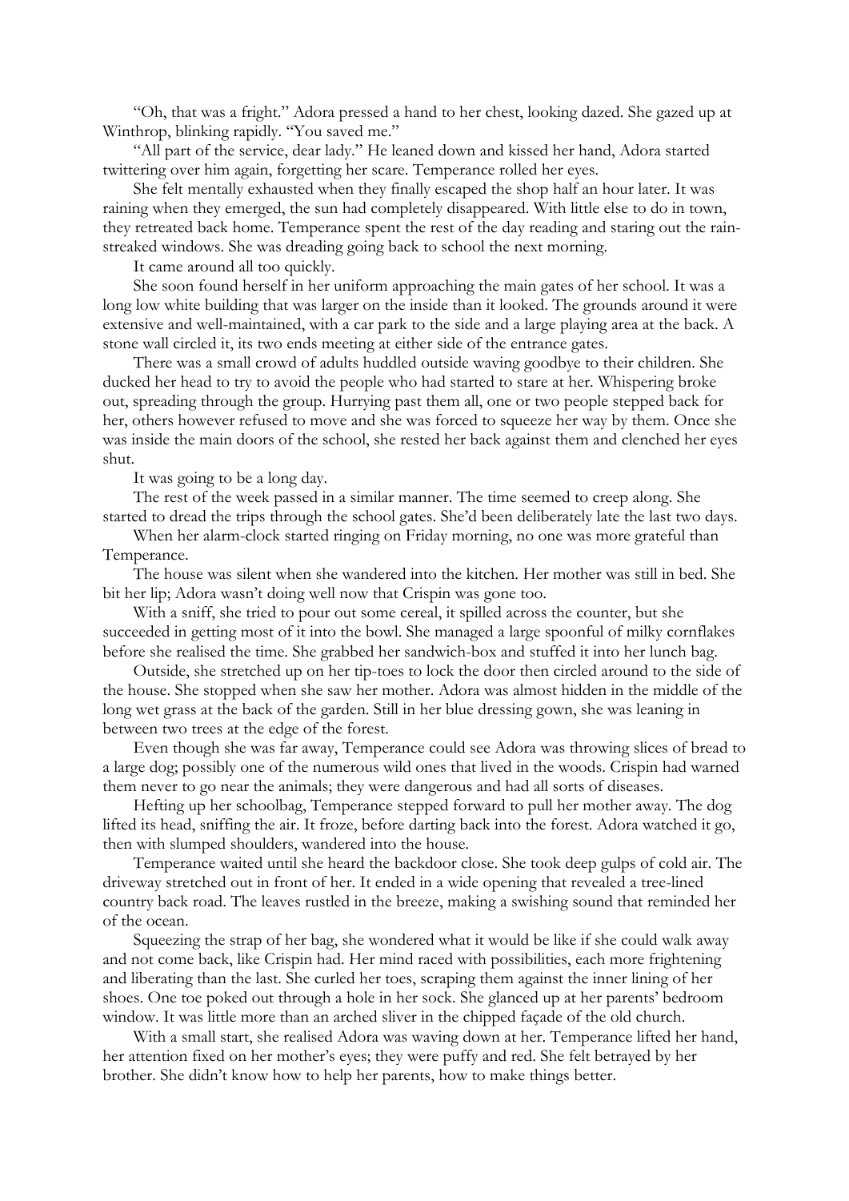"Oh, that was a fright." Adora pressed a hand to her chest, looking dazed. She gazed up at Winthrop, blinking rapidly. "You saved me."

"All part of the service, dear lady." He leaned down and kissed her hand, Adora started twittering over him again, forgetting her scare. Temperance rolled her eyes.

She felt mentally exhausted when they finally escaped the shop half an hour later. It was raining when they emerged, the sun had completely disappeared. With little else to do in town, they retreated back home. Temperance spent the rest of the day reading and staring out the rain-streaked windows. She was dreading going back to school the next morning.

It came around all too quickly.

She soon found herself in her uniform approaching the main gates of her school. It was a long low white building that was larger on the inside than it looked. The grounds around it were extensive and well-maintained, with a car park to the side and a large playing area at the back. A stone wall circled it, its two ends meeting at either side of the entrance gates.

There was a small crowd of adults huddled outside waving goodbye to their children. She ducked her head to try to avoid the people who had started to stare at her. Whispering broke out, spreading through the group. Hurrying past them all, one or two people stepped back for her, others however refused to move and she was forced to squeeze her way by them. Once she was inside the main doors of the school, she rested her back against them and clenched her eyes shut.

It was going to be a long day.

The rest of the week passed in a similar manner. The time seemed to creep along. She started to dread the trips through the school gates. She'd been deliberately late the last two days.

When her alarm-clock started ringing on Friday morning, no one was more grateful than Temperance.

The house was silent when she wandered into the kitchen. Her mother was still in bed. She bit her lip; Adora wasn't doing well now that Crispin was gone too.

With a sniff, she tried to pour out some cereal, it spilled across the counter, but she succeeded in getting most of it into the bowl. She managed a large spoonful of milky cornflakes before she realised the time. She grabbed her sandwich-box and stuffed it into her lunch bag.

Outside, she stretched up on her tip-toes to lock the door then circled around to the side of the house. She stopped when she saw her mother. Adora was almost hidden in the middle of the long wet grass at the back of the garden. Still in her blue dressing gown, she was leaning in between two trees at the edge of the forest.

Even though she was far away, Temperance could see Adora was throwing slices of bread to a large dog; possibly one of the numerous wild ones that lived in the woods. Crispin had warned them never to go near the animals; they were dangerous and had all sorts of diseases.

Hefting up her schoolbag, Temperance stepped forward to pull her mother away. The dog lifted its head, sniffing the air. It froze, before darting back into the forest. Adora watched it go, then with slumped shoulders, wandered into the house.

Temperance waited until she heard the backdoor close. She took deep gulps of cold air. The driveway stretched out in front of her. It ended in a wide opening that revealed a tree-lined country back road. The leaves rustled in the breeze, making a swishing sound that reminded her of the ocean.

Squeezing the strap of her bag, she wondered what it would be like if she could walk away and not come back, like Crispin had. Her mind raced with possibilities, each more frightening and liberating than the last. She curled her toes, scraping them against the inner lining of her shoes. One toe poked out through a hole in her sock. She glanced up at her parents' bedroom window. It was little more than an arched sliver in the chipped façade of the old church.

With a small start, she realised Adora was waving down at her. Temperance lifted her hand, her attention fixed on her mother's eyes; they were puffy and red. She felt betrayed by her brother. She didn't know how to help her parents, how to make things better.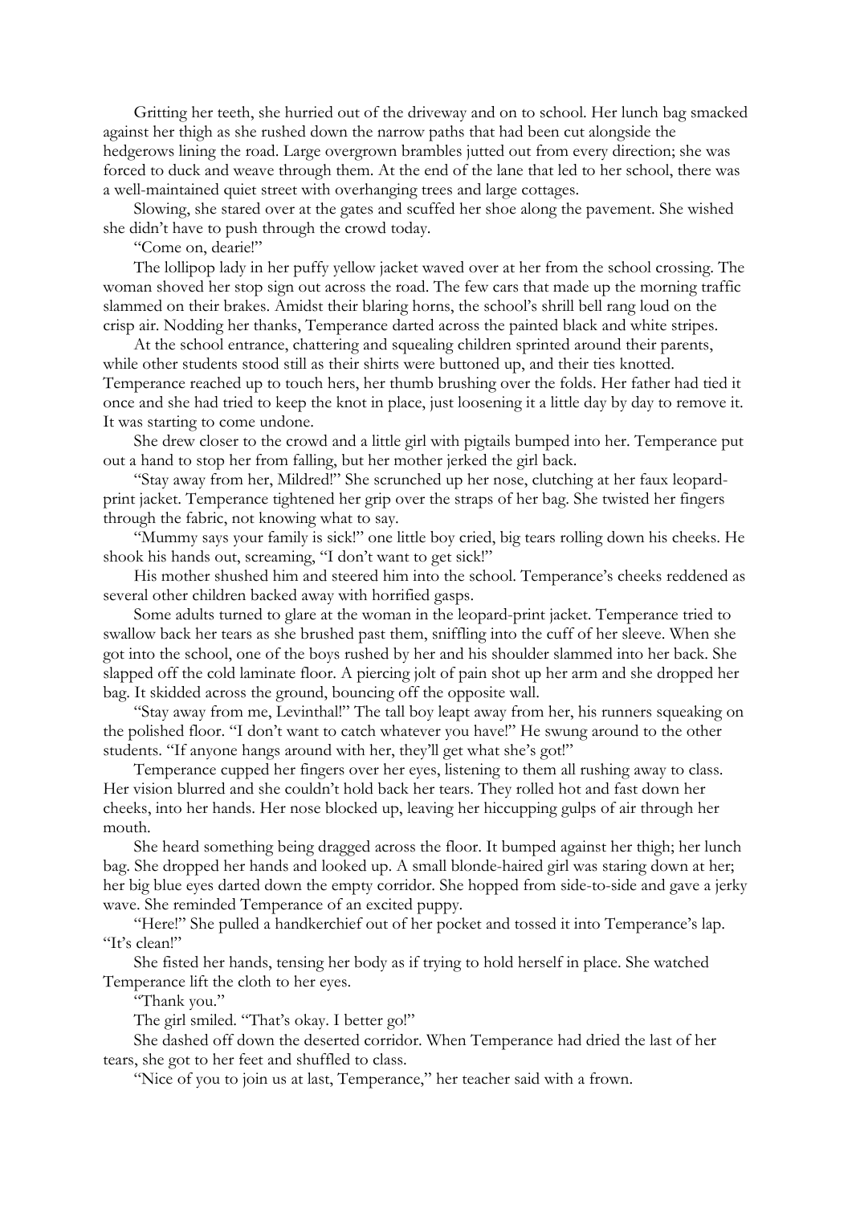Gritting her teeth, she hurried out of the driveway and on to school. Her lunch bag smacked against her thigh as she rushed down the narrow paths that had been cut alongside the hedgerows lining the road. Large overgrown brambles jutted out from every direction; she was forced to duck and weave through them. At the end of the lane that led to her school, there was a well-maintained quiet street with overhanging trees and large cottages.

Slowing, she stared over at the gates and scuffed her shoe along the pavement. She wished she didn't have to push through the crowd today.

"Come on, dearie!"

The lollipop lady in her puffy yellow jacket waved over at her from the school crossing. The woman shoved her stop sign out across the road. The few cars that made up the morning traffic slammed on their brakes. Amidst their blaring horns, the school's shrill bell rang loud on the crisp air. Nodding her thanks, Temperance darted across the painted black and white stripes.

At the school entrance, chattering and squealing children sprinted around their parents, while other students stood still as their shirts were buttoned up, and their ties knotted. Temperance reached up to touch hers, her thumb brushing over the folds. Her father had tied it once and she had tried to keep the knot in place, just loosening it a little day by day to remove it. It was starting to come undone.

She drew closer to the crowd and a little girl with pigtails bumped into her. Temperance put out a hand to stop her from falling, but her mother jerked the girl back.

"Stay away from her, Mildred!" She scrunched up her nose, clutching at her faux leopard-print jacket. Temperance tightened her grip over the straps of her bag. She twisted her fingers through the fabric, not knowing what to say.

"Mummy says your family is sick!" one little boy cried, big tears rolling down his cheeks. He shook his hands out, screaming, "I don't want to get sick!"

His mother shushed him and steered him into the school. Temperance's cheeks reddened as several other children backed away with horrified gasps.

Some adults turned to glare at the woman in the leopard-print jacket. Temperance tried to swallow back her tears as she brushed past them, sniffling into the cuff of her sleeve. When she got into the school, one of the boys rushed by her and his shoulder slammed into her back. She slapped off the cold laminate floor. A piercing jolt of pain shot up her arm and she dropped her bag. It skidded across the ground, bouncing off the opposite wall.

"Stay away from me, Levinthal!" The tall boy leapt away from her, his runners squeaking on the polished floor. "I don't want to catch whatever you have!" He swung around to the other students. "If anyone hangs around with her, they'll get what she's got!"

Temperance cupped her fingers over her eyes, listening to them all rushing away to class. Her vision blurred and she couldn't hold back her tears. They rolled hot and fast down her cheeks, into her hands. Her nose blocked up, leaving her hiccupping gulps of air through her mouth.

She heard something being dragged across the floor. It bumped against her thigh; her lunch bag. She dropped her hands and looked up. A small blonde-haired girl was staring down at her; her big blue eyes darted down the empty corridor. She hopped from side-to-side and gave a jerky wave. She reminded Temperance of an excited puppy.

"Here!" She pulled a handkerchief out of her pocket and tossed it into Temperance's lap. "It's clean!"

She fisted her hands, tensing her body as if trying to hold herself in place. She watched Temperance lift the cloth to her eyes.

"Thank you."

The girl smiled. "That's okay. I better go!"

She dashed off down the deserted corridor. When Temperance had dried the last of her tears, she got to her feet and shuffled to class.

"Nice of you to join us at last, Temperance," her teacher said with a frown.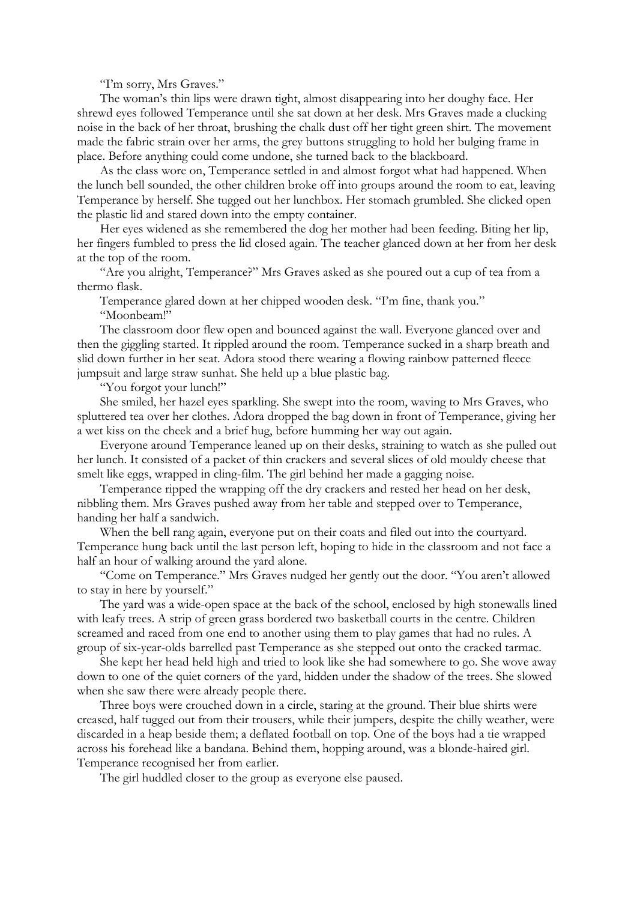"I'm sorry, Mrs Graves."

The woman's thin lips were drawn tight, almost disappearing into her doughy face. Her shrewd eyes followed Temperance until she sat down at her desk. Mrs Graves made a clucking noise in the back of her throat, brushing the chalk dust off her tight green shirt. The movement made the fabric strain over her arms, the grey buttons struggling to hold her bulging frame in place. Before anything could come undone, she turned back to the blackboard.

As the class wore on, Temperance settled in and almost forgot what had happened. When the lunch bell sounded, the other children broke off into groups around the room to eat, leaving Temperance by herself. She tugged out her lunchbox. Her stomach grumbled. She clicked open the plastic lid and stared down into the empty container.

Her eyes widened as she remembered the dog her mother had been feeding. Biting her lip, her fingers fumbled to press the lid closed again. The teacher glanced down at her from her desk at the top of the room.

"Are you alright, Temperance?" Mrs Graves asked as she poured out a cup of tea from a thermo flask.

Temperance glared down at her chipped wooden desk. "I'm fine, thank you."

"Moonbeam!"

The classroom door flew open and bounced against the wall. Everyone glanced over and then the giggling started. It rippled around the room. Temperance sucked in a sharp breath and slid down further in her seat. Adora stood there wearing a flowing rainbow patterned fleece jumpsuit and large straw sunhat. She held up a blue plastic bag.

"You forgot your lunch!"

She smiled, her hazel eyes sparkling. She swept into the room, waving to Mrs Graves, who spluttered tea over her clothes. Adora dropped the bag down in front of Temperance, giving her a wet kiss on the cheek and a brief hug, before humming her way out again.

Everyone around Temperance leaned up on their desks, straining to watch as she pulled out her lunch. It consisted of a packet of thin crackers and several slices of old mouldy cheese that smelt like eggs, wrapped in cling-film. The girl behind her made a gagging noise.

Temperance ripped the wrapping off the dry crackers and rested her head on her desk, nibbling them. Mrs Graves pushed away from her table and stepped over to Temperance, handing her half a sandwich.

When the bell rang again, everyone put on their coats and filed out into the courtyard. Temperance hung back until the last person left, hoping to hide in the classroom and not face a half an hour of walking around the yard alone.

"Come on Temperance." Mrs Graves nudged her gently out the door. "You aren't allowed to stay in here by yourself."

The yard was a wide-open space at the back of the school, enclosed by high stonewalls lined with leafy trees. A strip of green grass bordered two basketball courts in the centre. Children screamed and raced from one end to another using them to play games that had no rules. A group of six-year-olds barrelled past Temperance as she stepped out onto the cracked tarmac.

She kept her head held high and tried to look like she had somewhere to go. She wove away down to one of the quiet corners of the yard, hidden under the shadow of the trees. She slowed when she saw there were already people there.

Three boys were crouched down in a circle, staring at the ground. Their blue shirts were creased, half tugged out from their trousers, while their jumpers, despite the chilly weather, were discarded in a heap beside them; a deflated football on top. One of the boys had a tie wrapped across his forehead like a bandana. Behind them, hopping around, was a blonde-haired girl. Temperance recognised her from earlier.

The girl huddled closer to the group as everyone else paused.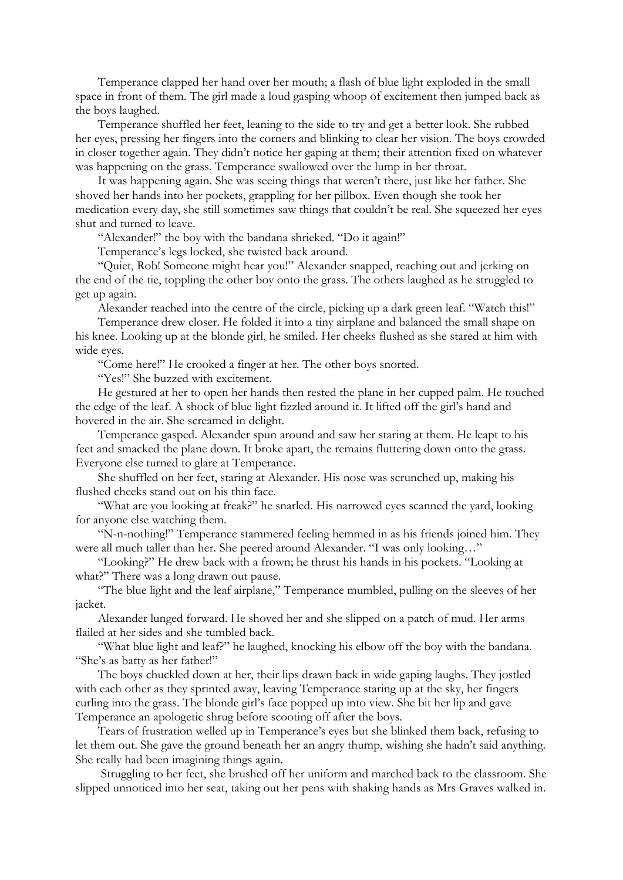Temperance clapped her hand over her mouth; a flash of blue light exploded in the small space in front of them. The girl made a loud gasping whoop of excitement then jumped back as the boys laughed.

Temperance shuffled her feet, leaning to the side to try and get a better look. She rubbed her eyes, pressing her fingers into the corners and blinking to clear her vision. The boys crowded in closer together again. They didn't notice her gaping at them; their attention fixed on whatever was happening on the grass. Temperance swallowed over the lump in her throat.

It was happening again. She was seeing things that weren't there, just like her father. She shoved her hands into her pockets, grappling for her pillbox. Even though she took her medication every day, she still sometimes saw things that couldn't be real. She squeezed her eyes shut and turned to leave.

"Alexander!" the boy with the bandana shrieked. "Do it again!"

Temperance's legs locked, she twisted back around.

"Quiet, Rob! Someone might hear you!" Alexander snapped, reaching out and jerking on the end of the tie, toppling the other boy onto the grass. The others laughed as he struggled to get up again.

Alexander reached into the centre of the circle, picking up a dark green leaf. "Watch this!"

Temperance drew closer. He folded it into a tiny airplane and balanced the small shape on his knee. Looking up at the blonde girl, he smiled. Her cheeks flushed as she stared at him with wide eyes.

"Come here!" He crooked a finger at her. The other boys snorted.

"Yes!" She buzzed with excitement.

He gestured at her to open her hands then rested the plane in her cupped palm. He touched the edge of the leaf. A shock of blue light fizzled around it. It lifted off the girl's hand and hovered in the air. She screamed in delight.

Temperance gasped. Alexander spun around and saw her staring at them. He leapt to his feet and smacked the plane down. It broke apart, the remains fluttering down onto the grass. Everyone else turned to glare at Temperance.

She shuffled on her feet, staring at Alexander. His nose was scrunched up, making his flushed cheeks stand out on his thin face.

"What are you looking at freak?" he snarled. His narrowed eyes scanned the yard, looking for anyone else watching them.

"N-n-nothing!" Temperance stammered feeling hemmed in as his friends joined him. They were all much taller than her. She peered around Alexander. "I was only looking…"

"Looking?" He drew back with a frown; he thrust his hands in his pockets. "Looking at what?" There was a long drawn out pause.

"The blue light and the leaf airplane," Temperance mumbled, pulling on the sleeves of her jacket.

Alexander lunged forward. He shoved her and she slipped on a patch of mud. Her arms flailed at her sides and she tumbled back.

"What blue light and leaf?" he laughed, knocking his elbow off the boy with the bandana. "She's as batty as her father!"

The boys chuckled down at her, their lips drawn back in wide gaping laughs. They jostled with each other as they sprinted away, leaving Temperance staring up at the sky, her fingers curling into the grass. The blonde girl's face popped up into view. She bit her lip and gave Temperance an apologetic shrug before scooting off after the boys.

Tears of frustration welled up in Temperance's eyes but she blinked them back, refusing to let them out. She gave the ground beneath her an angry thump, wishing she hadn't said anything. She really had been imagining things again.

Struggling to her feet, she brushed off her uniform and marched back to the classroom. She slipped unnoticed into her seat, taking out her pens with shaking hands as Mrs Graves walked in.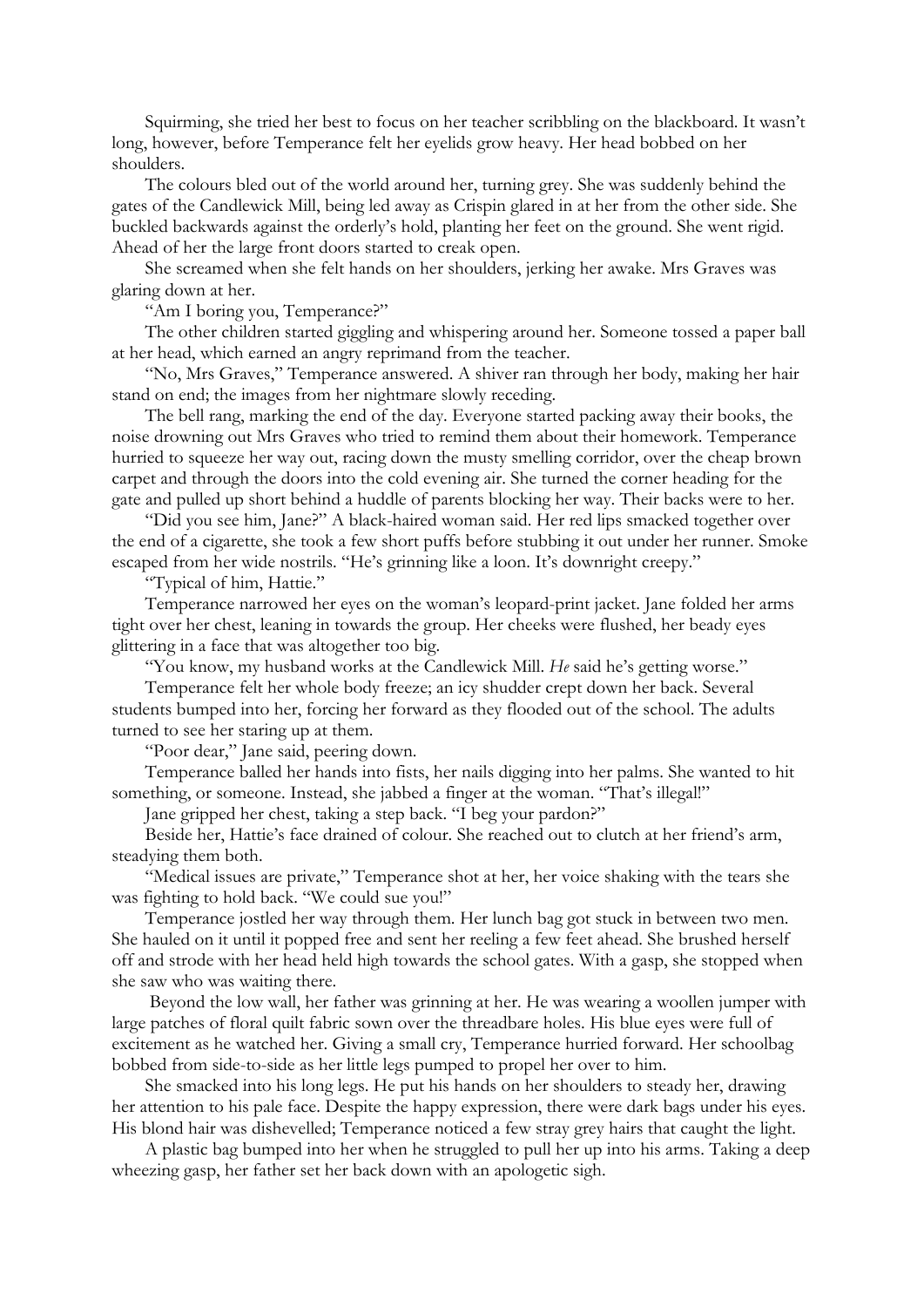Squirming, she tried her best to focus on her teacher scribbling on the blackboard. It wasn't long, however, before Temperance felt her eyelids grow heavy. Her head bobbed on her shoulders.

The colours bled out of the world around her, turning grey. She was suddenly behind the gates of the Candlewick Mill, being led away as Crispin glared in at her from the other side. She buckled backwards against the orderly's hold, planting her feet on the ground. She went rigid. Ahead of her the large front doors started to creak open.

She screamed when she felt hands on her shoulders, jerking her awake. Mrs Graves was glaring down at her.

"Am I boring you, Temperance?"

The other children started giggling and whispering around her. Someone tossed a paper ball at her head, which earned an angry reprimand from the teacher.

"No, Mrs Graves," Temperance answered. A shiver ran through her body, making her hair stand on end; the images from her nightmare slowly receding.

The bell rang, marking the end of the day. Everyone started packing away their books, the noise drowning out Mrs Graves who tried to remind them about their homework. Temperance hurried to squeeze her way out, racing down the musty smelling corridor, over the cheap brown carpet and through the doors into the cold evening air. She turned the corner heading for the gate and pulled up short behind a huddle of parents blocking her way. Their backs were to her.

"Did you see him, Jane?" A black-haired woman said. Her red lips smacked together over the end of a cigarette, she took a few short puffs before stubbing it out under her runner. Smoke escaped from her wide nostrils. "He's grinning like a loon. It's downright creepy."

"Typical of him, Hattie."

Temperance narrowed her eyes on the woman's leopard-print jacket. Jane folded her arms tight over her chest, leaning in towards the group. Her cheeks were flushed, her beady eyes glittering in a face that was altogether too big.

"You know, my husband works at the Candlewick Mill. *He* said he's getting worse."

Temperance felt her whole body freeze; an icy shudder crept down her back. Several students bumped into her, forcing her forward as they flooded out of the school. The adults turned to see her staring up at them.

"Poor dear," Jane said, peering down.

Temperance balled her hands into fists, her nails digging into her palms. She wanted to hit something, or someone. Instead, she jabbed a finger at the woman. "That's illegal!"

Jane gripped her chest, taking a step back. "I beg your pardon?"

Beside her, Hattie's face drained of colour. She reached out to clutch at her friend's arm, steadying them both.

"Medical issues are private," Temperance shot at her, her voice shaking with the tears she was fighting to hold back. "We could sue you!"

Temperance jostled her way through them. Her lunch bag got stuck in between two men. She hauled on it until it popped free and sent her reeling a few feet ahead. She brushed herself off and strode with her head held high towards the school gates. With a gasp, she stopped when she saw who was waiting there.

Beyond the low wall, her father was grinning at her. He was wearing a woollen jumper with large patches of floral quilt fabric sown over the threadbare holes. His blue eyes were full of excitement as he watched her. Giving a small cry, Temperance hurried forward. Her schoolbag bobbed from side-to-side as her little legs pumped to propel her over to him.

She smacked into his long legs. He put his hands on her shoulders to steady her, drawing her attention to his pale face. Despite the happy expression, there were dark bags under his eyes. His blond hair was dishevelled; Temperance noticed a few stray grey hairs that caught the light.

A plastic bag bumped into her when he struggled to pull her up into his arms. Taking a deep wheezing gasp, her father set her back down with an apologetic sigh.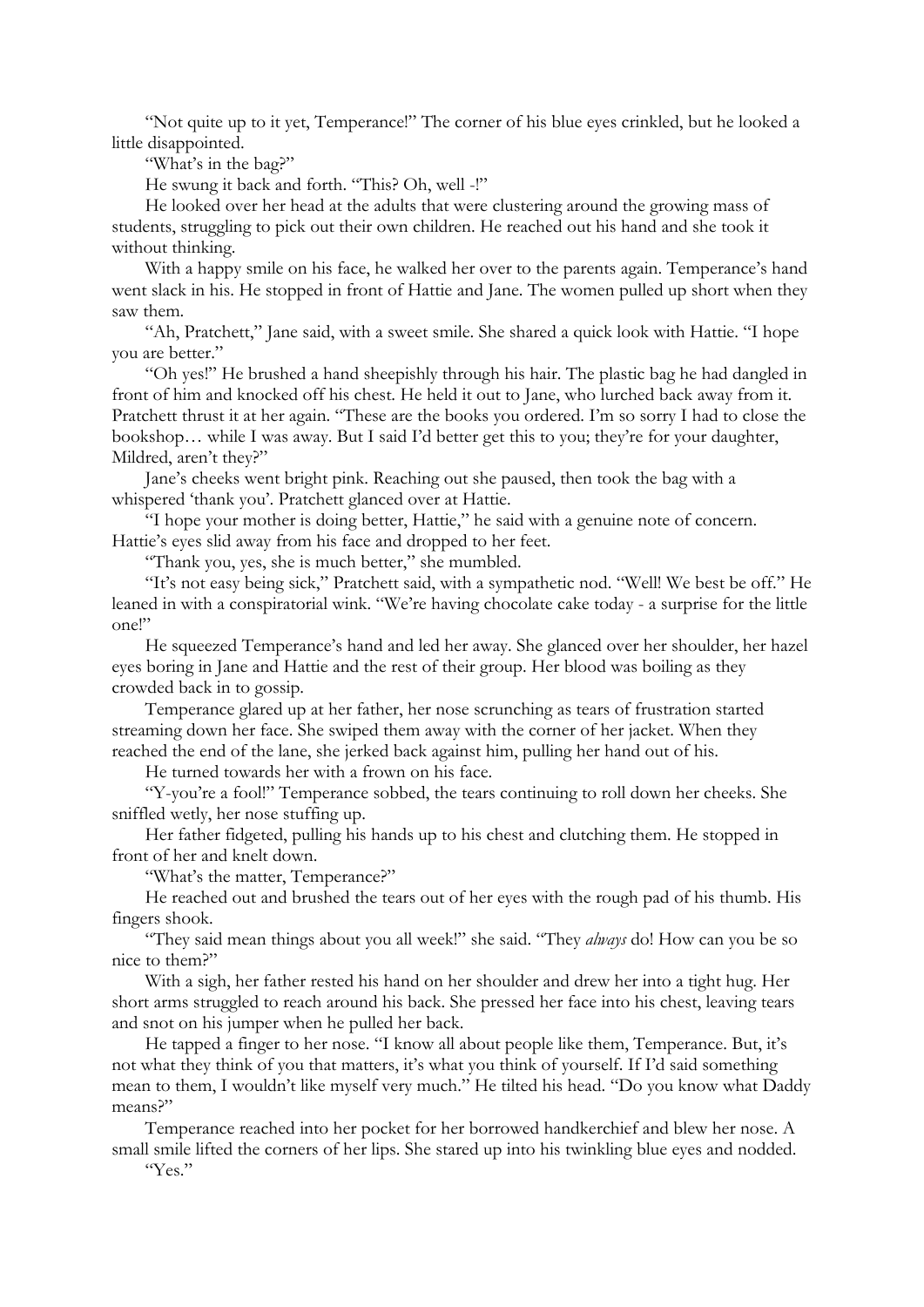"Not quite up to it yet, Temperance!" The corner of his blue eyes crinkled, but he looked a little disappointed.

"What's in the bag?"

He swung it back and forth. "This? Oh, well -!"

He looked over her head at the adults that were clustering around the growing mass of students, struggling to pick out their own children. He reached out his hand and she took it without thinking.

With a happy smile on his face, he walked her over to the parents again. Temperance's hand went slack in his. He stopped in front of Hattie and Jane. The women pulled up short when they saw them.

"Ah, Pratchett," Jane said, with a sweet smile. She shared a quick look with Hattie. "I hope you are better."

"Oh yes!" He brushed a hand sheepishly through his hair. The plastic bag he had dangled in front of him and knocked off his chest. He held it out to Jane, who lurched back away from it. Pratchett thrust it at her again. "These are the books you ordered. I'm so sorry I had to close the bookshop… while I was away. But I said I'd better get this to you; they're for your daughter, Mildred, aren't they?"

Jane's cheeks went bright pink. Reaching out she paused, then took the bag with a whispered 'thank you'. Pratchett glanced over at Hattie.

"I hope your mother is doing better, Hattie," he said with a genuine note of concern. Hattie's eyes slid away from his face and dropped to her feet.

"Thank you, yes, she is much better," she mumbled.

"It's not easy being sick," Pratchett said, with a sympathetic nod. "Well! We best be off." He leaned in with a conspiratorial wink. "We're having chocolate cake today - a surprise for the little one!"

He squeezed Temperance's hand and led her away. She glanced over her shoulder, her hazel eyes boring in Jane and Hattie and the rest of their group. Her blood was boiling as they crowded back in to gossip.

Temperance glared up at her father, her nose scrunching as tears of frustration started streaming down her face. She swiped them away with the corner of her jacket. When they reached the end of the lane, she jerked back against him, pulling her hand out of his.

He turned towards her with a frown on his face.

"Y-you're a fool!" Temperance sobbed, the tears continuing to roll down her cheeks. She sniffled wetly, her nose stuffing up.

Her father fidgeted, pulling his hands up to his chest and clutching them. He stopped in front of her and knelt down.

"What's the matter, Temperance?"

He reached out and brushed the tears out of her eyes with the rough pad of his thumb. His fingers shook.

"They said mean things about you all week!" she said. "They *always* do! How can you be so nice to them?"

With a sigh, her father rested his hand on her shoulder and drew her into a tight hug. Her short arms struggled to reach around his back. She pressed her face into his chest, leaving tears and snot on his jumper when he pulled her back.

He tapped a finger to her nose. "I know all about people like them, Temperance. But, it's not what they think of you that matters, it's what you think of yourself. If I'd said something mean to them, I wouldn't like myself very much." He tilted his head. "Do you know what Daddy means?"

Temperance reached into her pocket for her borrowed handkerchief and blew her nose. A small smile lifted the corners of her lips. She stared up into his twinkling blue eyes and nodded.

"Yes."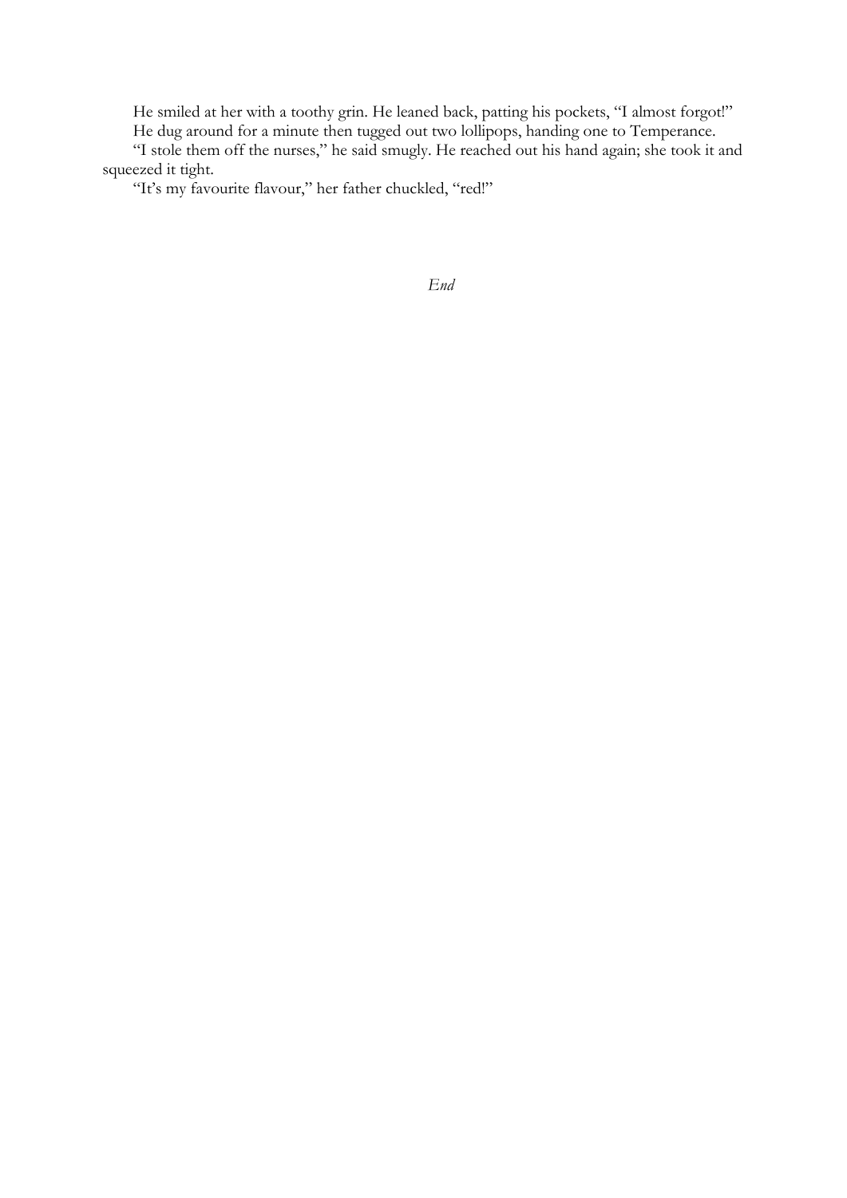He smiled at her with a toothy grin. He leaned back, patting his pockets, "I almost forgot!"

He dug around for a minute then tugged out two lollipops, handing one to Temperance.

"I stole them off the nurses," he said smugly. He reached out his hand again; she took it and squeezed it tight.

"It's my favourite flavour," her father chuckled, "red!"

*End*